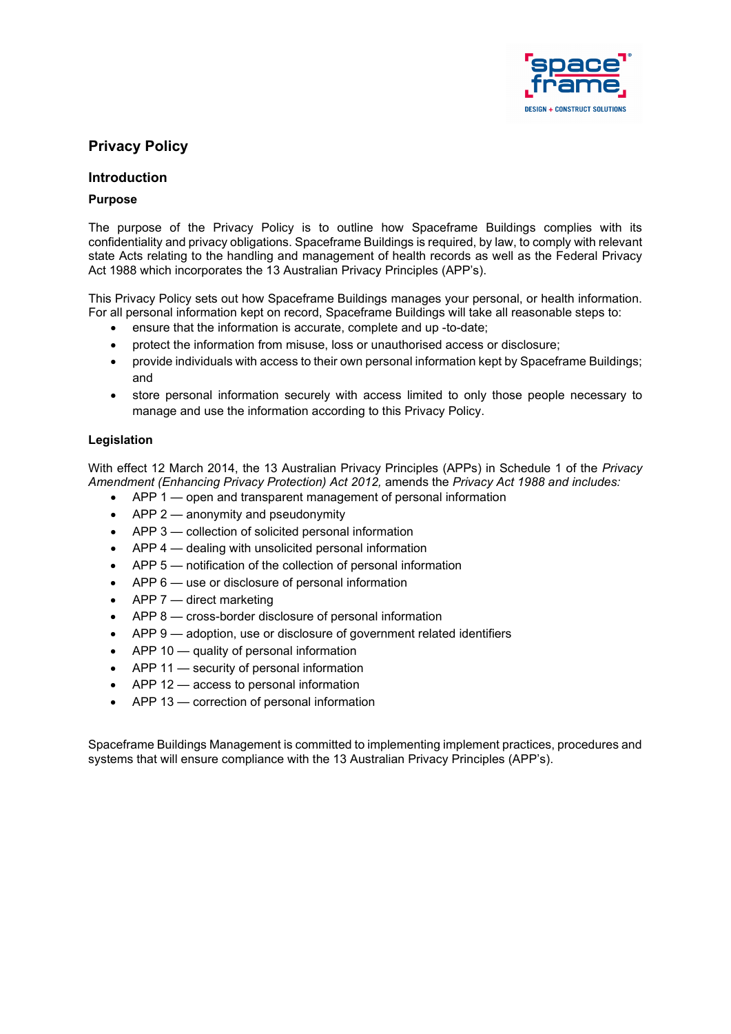# Privacy Policy

## Introduction

### Purpose

The purpose of the Privacy Policy is to outline how Spaceframe Buildings complies with its confidentiality and privacy obligations. Spaceframe Buildings is required, by law, to comply with relevant state Acts relating to the handling and management of health records as well as the Federal Privacy Act 1988 which incorporates the 13 Australian Privacy Principles (APP's).

This Privacy Policy sets out how Spaceframe Buildings manages your personal, or health information. For all personal information kept on record, Spaceframe Buildings will take all reasonable steps to:

- ensure that the information is accurate, complete and up -to-date;
- protect the information from misuse, loss or unauthorised access or disclosure;
- provide individuals with access to their own personal information kept by Spaceframe Buildings; and
- store personal information securely with access limited to only those people necessary to manage and use the information according to this Privacy Policy.

### Legislation

With effect 12 March 2014, the 13 Australian Privacy Principles (APPs) in Schedule 1 of the *Privacy Amendment (Enhancing Privacy Protection) Act 2012,* amends the *Privacy Act 1988 and includes:*

- APP 1 — open and transparent management of personal information
- APP 2 — anonymity and pseudonymity
- APP 3 — collection of solicited personal information
- APP 4 — dealing with unsolicited personal information
- APP 5 — notification of the collection of personal information
- APP 6 — use or disclosure of personal information
- APP 7 — direct marketing
- APP 8 — cross-border disclosure of personal information
- APP 9 — adoption, use or disclosure of government related identifiers
- APP 10 — quality of personal information
- APP 11 — security of personal information
- APP 12 — access to personal information
- APP 13 — correction of personal information

Spaceframe Buildings Management is committed to implementing implement practices, procedures and systems that will ensure compliance with the 13 Australian Privacy Principles (APP's).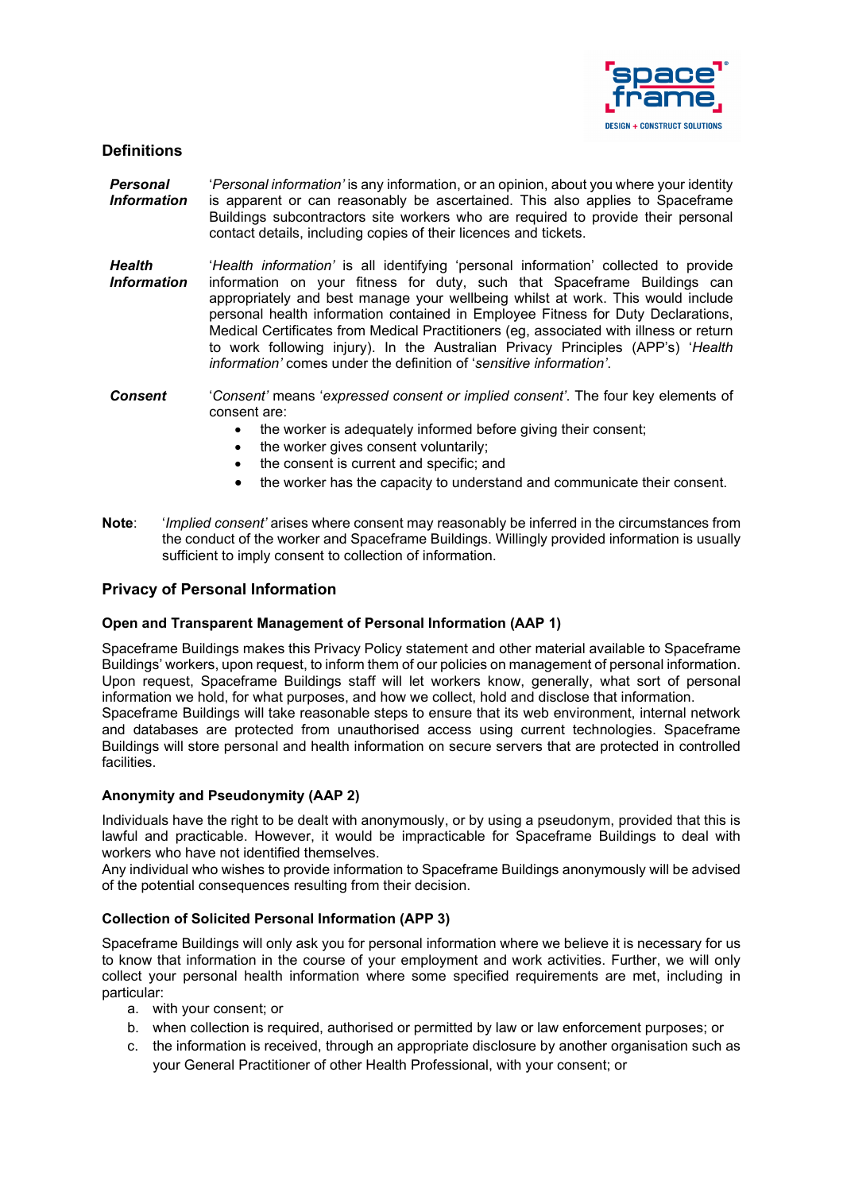## Definitions

**_Personal Information_** — '_Personal information'_ is any information, or an opinion, about you where your identity is apparent or can reasonably be ascertained. This also applies to Spaceframe Buildings subcontractors site workers who are required to provide their personal contact details, including copies of their licences and tickets.

**_Health Information_** — '_Health information'_ is all identifying 'personal information' collected to provide information on your fitness for duty, such that Spaceframe Buildings can appropriately and best manage your wellbeing whilst at work. This would include personal health information contained in Employee Fitness for Duty Declarations, Medical Certificates from Medical Practitioners (eg, associated with illness or return to work following injury). In the Australian Privacy Principles (APP's) '_Health information'_ comes under the definition of '_sensitive information'_.

**_Consent_** — '_Consent'_ means '_expressed consent or implied consent'_. The four key elements of consent are:

- the worker is adequately informed before giving their consent;
- the worker gives consent voluntarily;
- the consent is current and specific; and
- the worker has the capacity to understand and communicate their consent.

**Note**: '_Implied consent'_ arises where consent may reasonably be inferred in the circumstances from the conduct of the worker and Spaceframe Buildings. Willingly provided information is usually sufficient to imply consent to collection of information.

## Privacy of Personal Information

### Open and Transparent Management of Personal Information (AAP 1)

Spaceframe Buildings makes this Privacy Policy statement and other material available to Spaceframe Buildings' workers, upon request, to inform them of our policies on management of personal information. Upon request, Spaceframe Buildings staff will let workers know, generally, what sort of personal information we hold, for what purposes, and how we collect, hold and disclose that information.
Spaceframe Buildings will take reasonable steps to ensure that its web environment, internal network and databases are protected from unauthorised access using current technologies. Spaceframe Buildings will store personal and health information on secure servers that are protected in controlled facilities.

### Anonymity and Pseudonymity (AAP 2)

Individuals have the right to be dealt with anonymously, or by using a pseudonym, provided that this is lawful and practicable. However, it would be impracticable for Spaceframe Buildings to deal with workers who have not identified themselves.
Any individual who wishes to provide information to Spaceframe Buildings anonymously will be advised of the potential consequences resulting from their decision.

### Collection of Solicited Personal Information (APP 3)

Spaceframe Buildings will only ask you for personal information where we believe it is necessary for us to know that information in the course of your employment and work activities. Further, we will only collect your personal health information where some specified requirements are met, including in particular:

a. with your consent; or
b. when collection is required, authorised or permitted by law or law enforcement purposes; or
c. the information is received, through an appropriate disclosure by another organisation such as your General Practitioner of other Health Professional, with your consent; or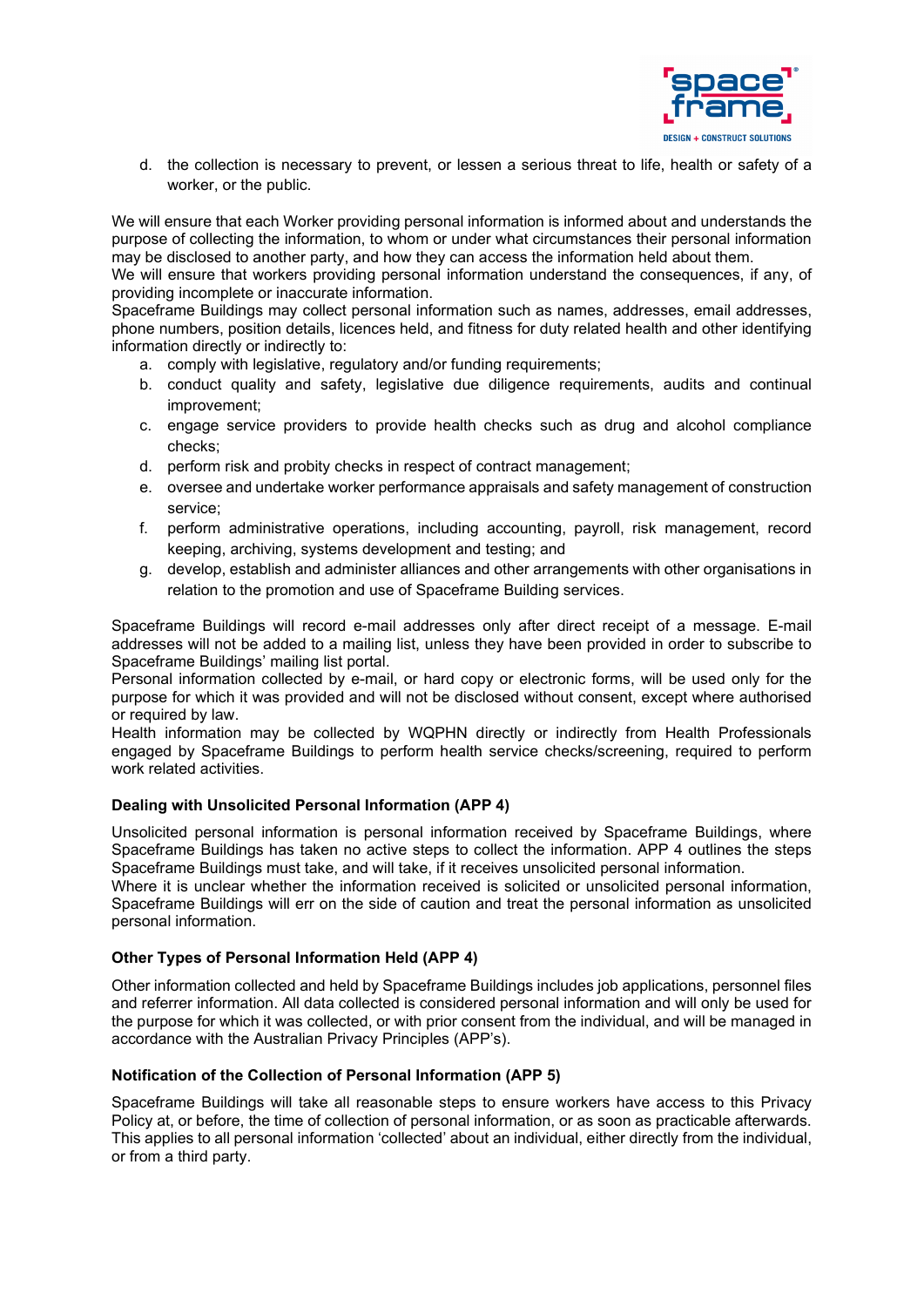d. the collection is necessary to prevent, or lessen a serious threat to life, health or safety of a worker, or the public.

We will ensure that each Worker providing personal information is informed about and understands the purpose of collecting the information, to whom or under what circumstances their personal information may be disclosed to another party, and how they can access the information held about them.
We will ensure that workers providing personal information understand the consequences, if any, of providing incomplete or inaccurate information.
Spaceframe Buildings may collect personal information such as names, addresses, email addresses, phone numbers, position details, licences held, and fitness for duty related health and other identifying information directly or indirectly to:

a. comply with legislative, regulatory and/or funding requirements;
b. conduct quality and safety, legislative due diligence requirements, audits and continual improvement;
c. engage service providers to provide health checks such as drug and alcohol compliance checks;
d. perform risk and probity checks in respect of contract management;
e. oversee and undertake worker performance appraisals and safety management of construction service;
f. perform administrative operations, including accounting, payroll, risk management, record keeping, archiving, systems development and testing; and
g. develop, establish and administer alliances and other arrangements with other organisations in relation to the promotion and use of Spaceframe Building services.

Spaceframe Buildings will record e-mail addresses only after direct receipt of a message. E-mail addresses will not be added to a mailing list, unless they have been provided in order to subscribe to Spaceframe Buildings' mailing list portal.
Personal information collected by e-mail, or hard copy or electronic forms, will be used only for the purpose for which it was provided and will not be disclosed without consent, except where authorised or required by law.
Health information may be collected by WQPHN directly or indirectly from Health Professionals engaged by Spaceframe Buildings to perform health service checks/screening, required to perform work related activities.

**Dealing with Unsolicited Personal Information (APP 4)**

Unsolicited personal information is personal information received by Spaceframe Buildings, where Spaceframe Buildings has taken no active steps to collect the information. APP 4 outlines the steps Spaceframe Buildings must take, and will take, if it receives unsolicited personal information.
Where it is unclear whether the information received is solicited or unsolicited personal information, Spaceframe Buildings will err on the side of caution and treat the personal information as unsolicited personal information.

**Other Types of Personal Information Held (APP 4)**

Other information collected and held by Spaceframe Buildings includes job applications, personnel files and referrer information. All data collected is considered personal information and will only be used for the purpose for which it was collected, or with prior consent from the individual, and will be managed in accordance with the Australian Privacy Principles (APP's).

**Notification of the Collection of Personal Information (APP 5)**

Spaceframe Buildings will take all reasonable steps to ensure workers have access to this Privacy Policy at, or before, the time of collection of personal information, or as soon as practicable afterwards. This applies to all personal information 'collected' about an individual, either directly from the individual, or from a third party.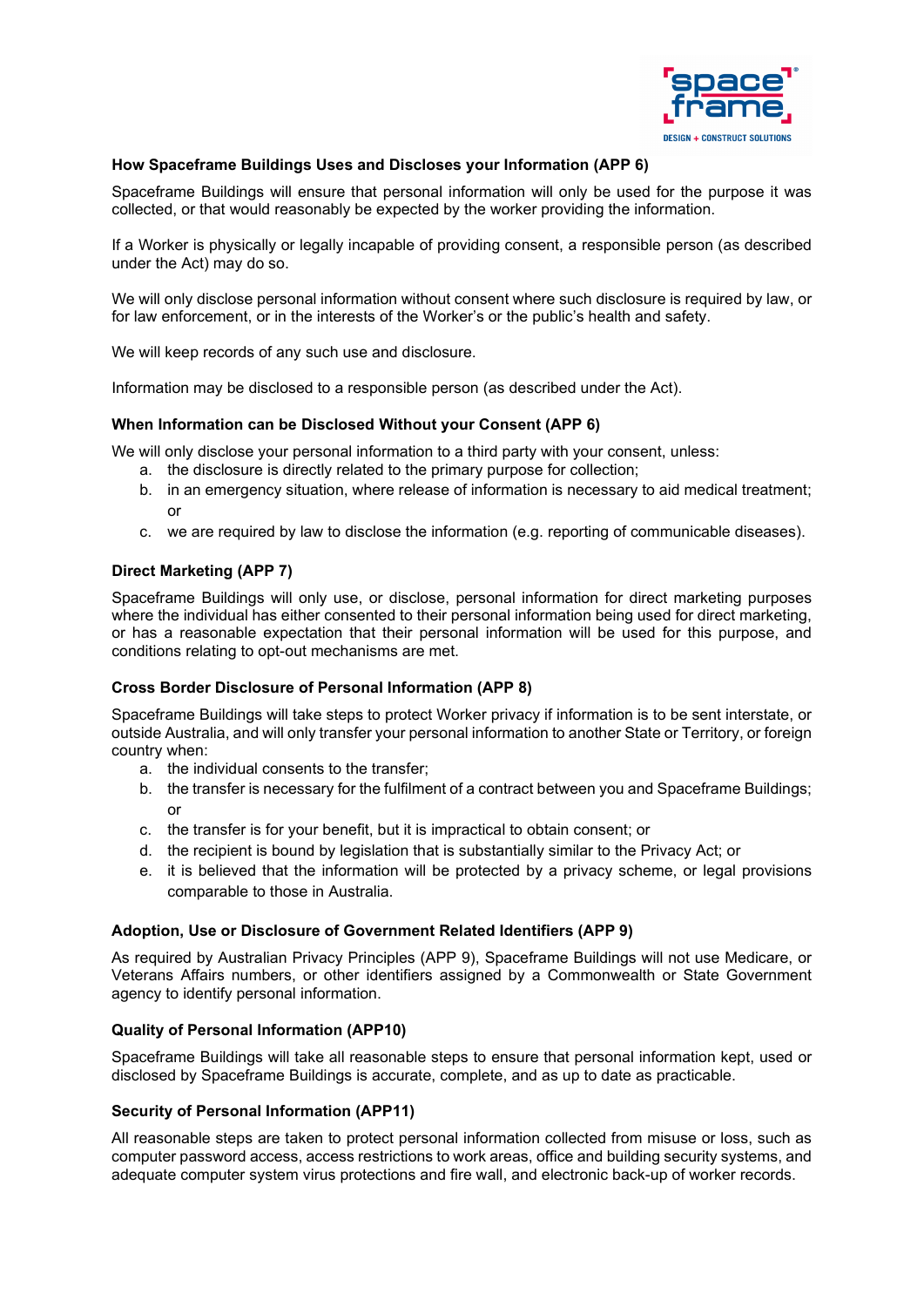### How Spaceframe Buildings Uses and Discloses your Information (APP 6)

Spaceframe Buildings will ensure that personal information will only be used for the purpose it was collected, or that would reasonably be expected by the worker providing the information.

If a Worker is physically or legally incapable of providing consent, a responsible person (as described under the Act) may do so.

We will only disclose personal information without consent where such disclosure is required by law, or for law enforcement, or in the interests of the Worker's or the public's health and safety.

We will keep records of any such use and disclosure.

Information may be disclosed to a responsible person (as described under the Act).

### When Information can be Disclosed Without your Consent (APP 6)

We will only disclose your personal information to a third party with your consent, unless:

a. the disclosure is directly related to the primary purpose for collection;
b. in an emergency situation, where release of information is necessary to aid medical treatment; or
c. we are required by law to disclose the information (e.g. reporting of communicable diseases).

### Direct Marketing (APP 7)

Spaceframe Buildings will only use, or disclose, personal information for direct marketing purposes where the individual has either consented to their personal information being used for direct marketing, or has a reasonable expectation that their personal information will be used for this purpose, and conditions relating to opt-out mechanisms are met.

### Cross Border Disclosure of Personal Information (APP 8)

Spaceframe Buildings will take steps to protect Worker privacy if information is to be sent interstate, or outside Australia, and will only transfer your personal information to another State or Territory, or foreign country when:

a. the individual consents to the transfer;
b. the transfer is necessary for the fulfilment of a contract between you and Spaceframe Buildings; or
c. the transfer is for your benefit, but it is impractical to obtain consent; or
d. the recipient is bound by legislation that is substantially similar to the Privacy Act; or
e. it is believed that the information will be protected by a privacy scheme, or legal provisions comparable to those in Australia.

### Adoption, Use or Disclosure of Government Related Identifiers (APP 9)

As required by Australian Privacy Principles (APP 9), Spaceframe Buildings will not use Medicare, or Veterans Affairs numbers, or other identifiers assigned by a Commonwealth or State Government agency to identify personal information.

### Quality of Personal Information (APP10)

Spaceframe Buildings will take all reasonable steps to ensure that personal information kept, used or disclosed by Spaceframe Buildings is accurate, complete, and as up to date as practicable.

### Security of Personal Information (APP11)

All reasonable steps are taken to protect personal information collected from misuse or loss, such as computer password access, access restrictions to work areas, office and building security systems, and adequate computer system virus protections and fire wall, and electronic back-up of worker records.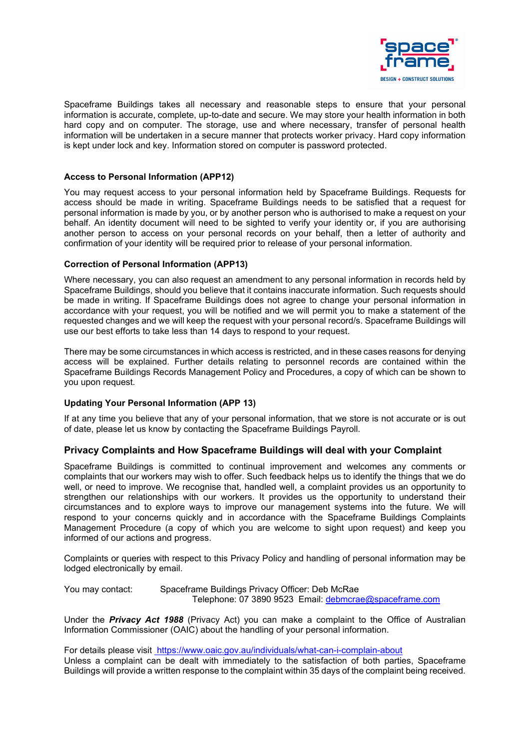Spaceframe Buildings takes all necessary and reasonable steps to ensure that your personal information is accurate, complete, up-to-date and secure. We may store your health information in both hard copy and on computer. The storage, use and where necessary, transfer of personal health information will be undertaken in a secure manner that protects worker privacy. Hard copy information is kept under lock and key. Information stored on computer is password protected.

**Access to Personal Information (APP12)**

You may request access to your personal information held by Spaceframe Buildings. Requests for access should be made in writing. Spaceframe Buildings needs to be satisfied that a request for personal information is made by you, or by another person who is authorised to make a request on your behalf. An identity document will need to be sighted to verify your identity or, if you are authorising another person to access on your personal records on your behalf, then a letter of authority and confirmation of your identity will be required prior to release of your personal information.

**Correction of Personal Information (APP13)**

Where necessary, you can also request an amendment to any personal information in records held by Spaceframe Buildings, should you believe that it contains inaccurate information. Such requests should be made in writing. If Spaceframe Buildings does not agree to change your personal information in accordance with your request, you will be notified and we will permit you to make a statement of the requested changes and we will keep the request with your personal record/s. Spaceframe Buildings will use our best efforts to take less than 14 days to respond to your request.

There may be some circumstances in which access is restricted, and in these cases reasons for denying access will be explained. Further details relating to personnel records are contained within the Spaceframe Buildings Records Management Policy and Procedures, a copy of which can be shown to you upon request.

**Updating Your Personal Information (APP 13)**

If at any time you believe that any of your personal information, that we store is not accurate or is out of date, please let us know by contacting the Spaceframe Buildings Payroll.

## Privacy Complaints and How Spaceframe Buildings will deal with your Complaint

Spaceframe Buildings is committed to continual improvement and welcomes any comments or complaints that our workers may wish to offer. Such feedback helps us to identify the things that we do well, or need to improve. We recognise that, handled well, a complaint provides us an opportunity to strengthen our relationships with our workers. It provides us the opportunity to understand their circumstances and to explore ways to improve our management systems into the future. We will respond to your concerns quickly and in accordance with the Spaceframe Buildings Complaints Management Procedure (a copy of which you are welcome to sight upon request) and keep you informed of our actions and progress.

Complaints or queries with respect to this Privacy Policy and handling of personal information may be lodged electronically by email.

You may contact: Spaceframe Buildings Privacy Officer: Deb McRae
Telephone: 07 3890 9523 Email: debmcrae@spaceframe.com

Under the ***Privacy Act 1988*** (Privacy Act) you can make a complaint to the Office of Australian Information Commissioner (OAIC) about the handling of your personal information.

For details please visit https://www.oaic.gov.au/individuals/what-can-i-complain-about
Unless a complaint can be dealt with immediately to the satisfaction of both parties, Spaceframe Buildings will provide a written response to the complaint within 35 days of the complaint being received.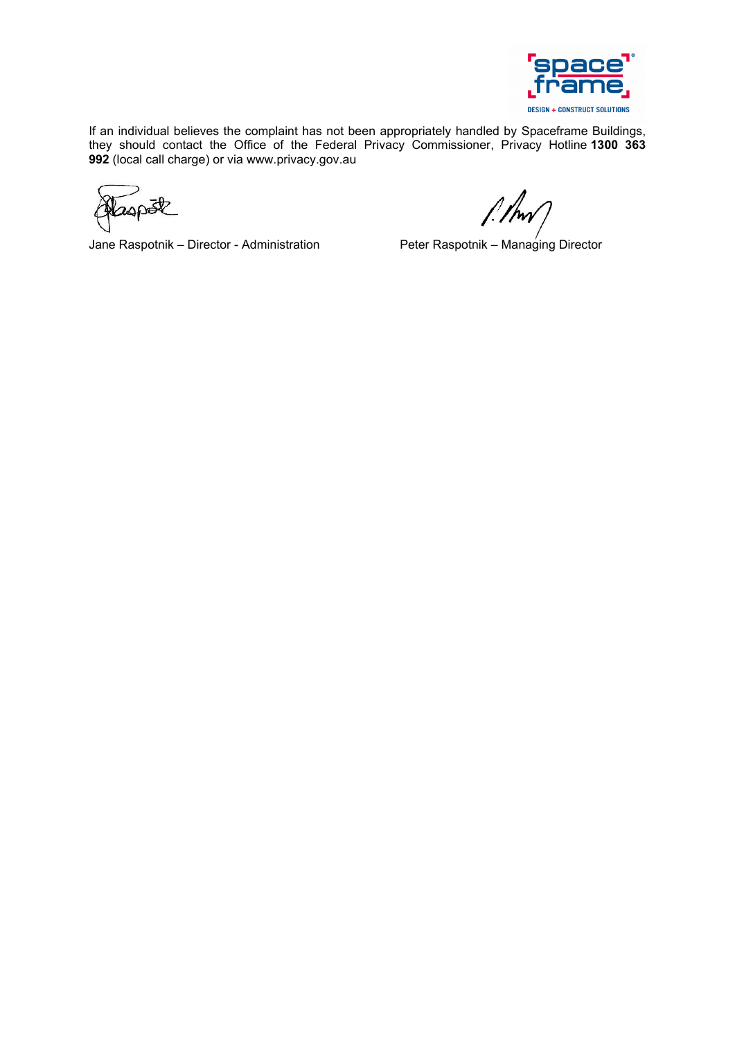If an individual believes the complaint has not been appropriately handled by Spaceframe Buildings, they should contact the Office of the Federal Privacy Commissioner, Privacy Hotline **1300 363 992** (local call charge) or via www.privacy.gov.au

Jane Raspotnik – Director - Administration

Peter Raspotnik – Managing Director